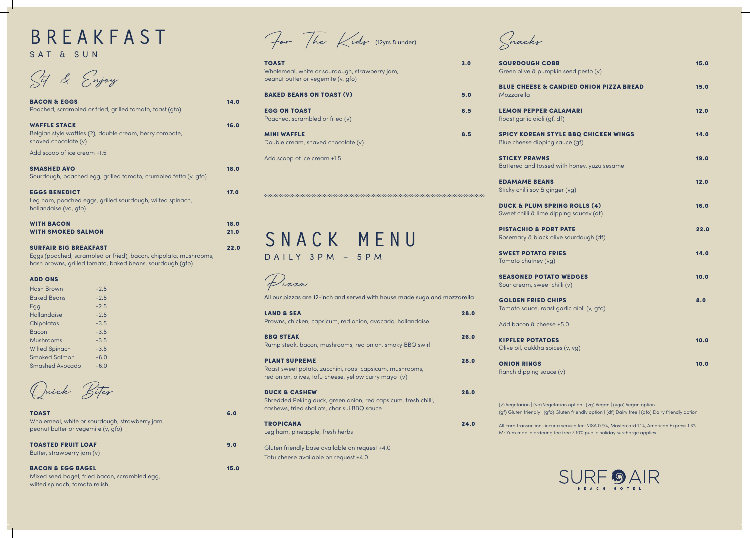# BREAKFAST

SAT & SUN

*Sit & Enjoy*

**BACON & EGGS** 14.0
Poached, scrambled or fried, grilled tomato, toast (gfo)

**WAFFLE STACK** 16.0
Belgian style waffles (2), double cream, berry compote, shaved chocolate (v)

Add scoop of ice cream +1.5

**SMASHED AVO** 18.0
Sourdough, poached egg, grilled tomato, crumbled fetta (v, gfo)

**EGGS BENEDICT** 17.0
Leg ham, poached eggs, grilled sourdough, wilted spinach, hollandaise (vo, gfo)

**WITH BACON** 18.0
**WITH SMOKED SALMON** 21.0

**SURFAIR BIG BREAKFAST** 22.0
Eggs (poached, scrambled or fried), bacon, chipolata, mushrooms, hash browns, grilled tomato, baked beans, sourdough (gfo)

**ADD ONS**

| Item | Price |
|---|---|
| Hash Brown | +2.5 |
| Baked Beans | +2.5 |
| Egg | +2.5 |
| Hollandaise | +2.5 |
| Chipolatas | +3.5 |
| Bacon | +3.5 |
| Mushrooms | +3.5 |
| Wilted Spinach | +3.5 |
| Smoked Salmon | +6.0 |
| Smashed Avocado | +6.0 |

## *Quick Bites*

**TOAST** 6.0
Wholemeal, white or sourdough, strawberry jam, peanut butter or vegemite (v, gfo)

**TOASTED FRUIT LOAF** 9.0
Butter, strawberry jam (v)

**BACON & EGG BAGEL** 15.0
Mixed seed bagel, fried bacon, scrambled egg, wilted spinach, tomato relish

## *For The Kids* (12yrs & under)

**TOAST** 3.0
Wholemeal, white or sourdough, strawberry jam, peanut butter or vegemite (v, gfo)

**BAKED BEANS ON TOAST (V)** 5.0

**EGG ON TOAST** 6.5
Poached, scrambled or fried (v)

**MINI WAFFLE** 8.5
Double cream, shaved chocolate (v)

Add scoop of ice cream +1.5

# SNACK MENU

DAILY 3PM – 5PM

## *Pizza*

All our pizzas are 12-inch and served with house made sugo and mozzarella

**LAND & SEA** 28.0
Prawns, chicken, capsicum, red onion, avocado, hollandaise

**BBQ STEAK** 26.0
Rump steak, bacon, mushrooms, red onion, smoky BBQ swirl

**PLANT SUPREME** 28.0
Roast sweet potato, zucchini, roast capsicum, mushrooms, red onion, olives, tofu cheese, yellow curry mayo (v)

**DUCK & CASHEW** 28.0
Shredded Peking duck, green onion, red capsicum, fresh chilli, cashews, fried shallots, char sui BBQ sauce

**TROPICANA** 24.0
Leg ham, pineapple, fresh herbs

Gluten friendly base available on request +4.0
Tofu cheese available on request +4.0

## *Snacks*

**SOURDOUGH COBB** 15.0
Green olive & pumpkin seed pesto (v)

**BLUE CHEESE & CANDIED ONION PIZZA BREAD** 15.0
Mozzarella

**LEMON PEPPER CALAMARI** 12.0
Roast garlic aioli (gf, df)

**SPICY KOREAN STYLE BBQ CHICKEN WINGS** 14.0
Blue cheese dipping sauce (gf)

**STICKY PRAWNS** 19.0
Battered and tossed with honey, yuzu sesame

**EDAMAME BEANS** 12.0
Sticky chilli soy & ginger (vg)

**DUCK & PLUM SPRING ROLLS (4)** 16.0
Sweet chilli & lime dipping saucev (df)

**PISTACHIO & PORT PATE** 22.0
Rosemary & black olive sourdough (df)

**SWEET POTATO FRIES** 14.0
Tomato chutney (vg)

**SEASONED POTATO WEDGES** 10.0
Sour cream, sweet chilli (v)

**GOLDEN FRIED CHIPS** 8.0
Tomato sauce, roast garlic aioli (v, gfo)

Add bacon & cheese +5.0

**KIPFLER POTATOES** 10.0
Olive oil, dukkha spices (v, vg)

**ONION RINGS** 10.0
Ranch dipping sauce (v)

(v) Vegetarian | (vo) Vegetarian option | (vg) Vegan | (vgo) Vegan option
(gf) Gluten friendly | (gfo) Gluten friendly option | (df) Dairy free | (dfo) Dairy friendly option

All card transactions incur a service fee: VISA 0.9%, Mastercard 1.1%, American Express 1.3%
Mr Yum mobile ordering fee free / 10% public holiday surcharge applies

SURF AIR
BEACH HOTEL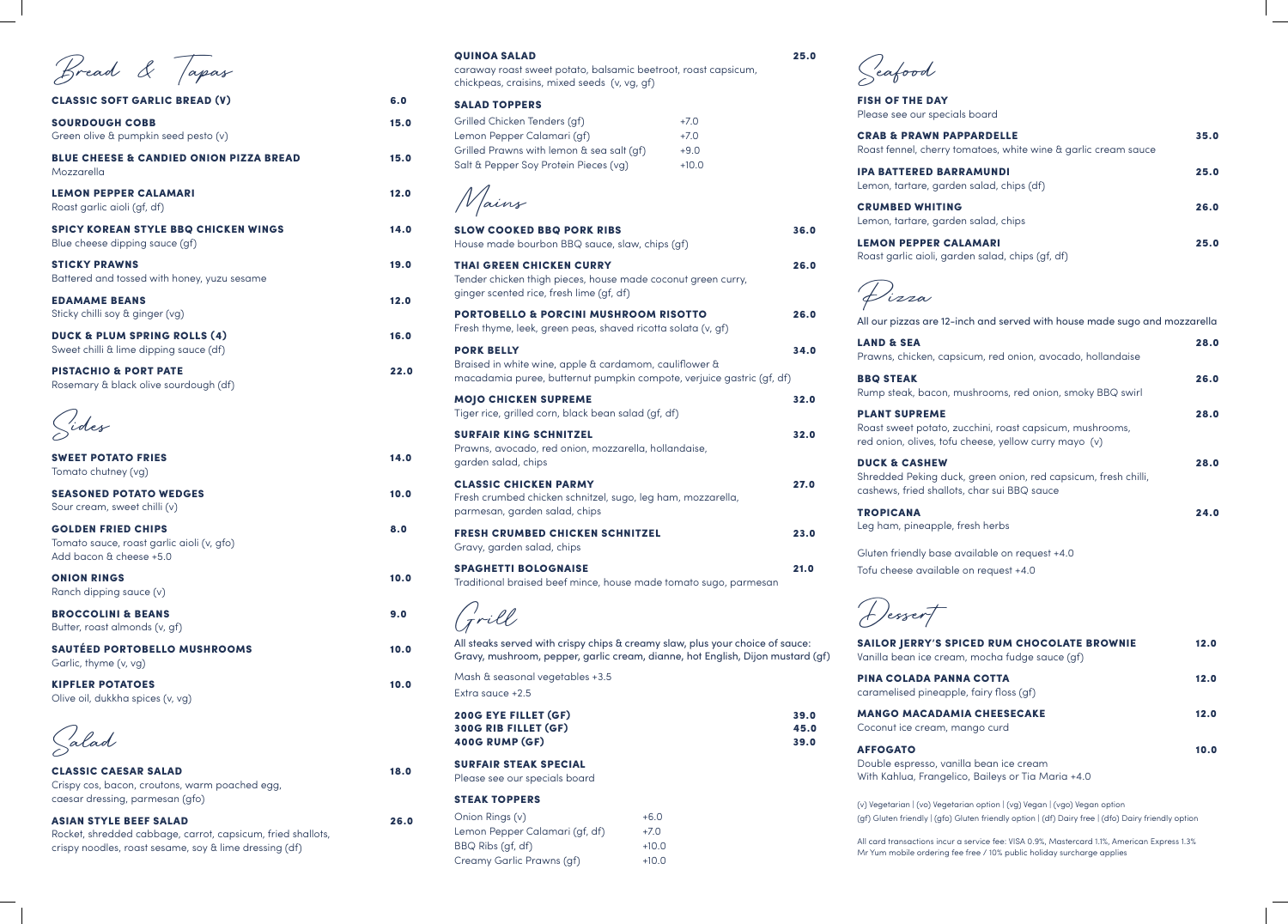## Bread & Tapas

**CLASSIC SOFT GARLIC BREAD (V)** 6.0

**SOURDOUGH COBB** 15.0
Green olive & pumpkin seed pesto (v)

**BLUE CHEESE & CANDIED ONION PIZZA BREAD** 15.0
Mozzarella

**LEMON PEPPER CALAMARI** 12.0
Roast garlic aioli (gf, df)

**SPICY KOREAN STYLE BBQ CHICKEN WINGS** 14.0
Blue cheese dipping sauce (gf)

**STICKY PRAWNS** 19.0
Battered and tossed with honey, yuzu sesame

**EDAMAME BEANS** 12.0
Sticky chilli soy & ginger (vg)

**DUCK & PLUM SPRING ROLLS (4)** 16.0
Sweet chilli & lime dipping sauce (df)

**PISTACHIO & PORT PATE** 22.0
Rosemary & black olive sourdough (df)

## Sides

**SWEET POTATO FRIES** 14.0
Tomato chutney (vg)

**SEASONED POTATO WEDGES** 10.0
Sour cream, sweet chilli (v)

**GOLDEN FRIED CHIPS** 8.0
Tomato sauce, roast garlic aioli (v, gfo)
Add bacon & cheese +5.0

**ONION RINGS** 10.0
Ranch dipping sauce (v)

**BROCCOLINI & BEANS** 9.0
Butter, roast almonds (v, gf)

**SAUTÉED PORTOBELLO MUSHROOMS** 10.0
Garlic, thyme (v, vg)

**KIPFLER POTATOES** 10.0
Olive oil, dukkha spices (v, vg)

## Salad

**CLASSIC CAESAR SALAD** 18.0
Crispy cos, bacon, croutons, warm poached egg, caesar dressing, parmesan (gfo)

**ASIAN STYLE BEEF SALAD** 26.0
Rocket, shredded cabbage, carrot, capsicum, fried shallots, crispy noodles, roast sesame, soy & lime dressing (df)

**QUINOA SALAD** 25.0
caraway roast sweet potato, balsamic beetroot, roast capsicum, chickpeas, craisins, mixed seeds (v, vg, gf)

**SALAD TOPPERS**

| | |
|---|---|
| Grilled Chicken Tenders (gf) | +7.0 |
| Lemon Pepper Calamari (gf) | +7.0 |
| Grilled Prawns with lemon & sea salt (gf) | +9.0 |
| Salt & Pepper Soy Protein Pieces (vg) | +10.0 |

## Mains

**SLOW COOKED BBQ PORK RIBS** 36.0
House made bourbon BBQ sauce, slaw, chips (gf)

**THAI GREEN CHICKEN CURRY** 26.0
Tender chicken thigh pieces, house made coconut green curry, ginger scented rice, fresh lime (gf, df)

**PORTOBELLO & PORCINI MUSHROOM RISOTTO** 26.0
Fresh thyme, leek, green peas, shaved ricotta solata (v, gf)

**PORK BELLY** 34.0
Braised in white wine, apple & cardamom, cauliflower & macadamia puree, butternut pumpkin compote, verjuice gastric (gf, df)

**MOJO CHICKEN SUPREME** 32.0
Tiger rice, grilled corn, black bean salad (gf, df)

**SURFAIR KING SCHNITZEL** 32.0
Prawns, avocado, red onion, mozzarella, hollandaise, garden salad, chips

**CLASSIC CHICKEN PARMY** 27.0
Fresh crumbed chicken schnitzel, sugo, leg ham, mozzarella, parmesan, garden salad, chips

**FRESH CRUMBED CHICKEN SCHNITZEL** 23.0
Gravy, garden salad, chips

**SPAGHETTI BOLOGNAISE** 21.0
Traditional braised beef mince, house made tomato sugo, parmesan

## Grill

All steaks served with crispy chips & creamy slaw, plus your choice of sauce: Gravy, mushroom, pepper, garlic cream, dianne, hot English, Dijon mustard (gf)

Mash & seasonal vegetables +3.5

Extra sauce +2.5

**200G EYE FILLET (GF)** 39.0
**300G RIB FILLET (GF)** 45.0
**400G RUMP (GF)** 39.0

**SURFAIR STEAK SPECIAL**
Please see our specials board

**STEAK TOPPERS**

| | |
|---|---|
| Onion Rings (v) | +6.0 |
| Lemon Pepper Calamari (gf, df) | +7.0 |
| BBQ Ribs (gf, df) | +10.0 |
| Creamy Garlic Prawns (gf) | +10.0 |

## Seafood

**FISH OF THE DAY**
Please see our specials board

**CRAB & PRAWN PAPPARDELLE** 35.0
Roast fennel, cherry tomatoes, white wine & garlic cream sauce

**IPA BATTERED BARRAMUNDI** 25.0
Lemon, tartare, garden salad, chips (df)

**CRUMBED WHITING** 26.0
Lemon, tartare, garden salad, chips

**LEMON PEPPER CALAMARI** 25.0
Roast garlic aioli, garden salad, chips (gf, df)

## Pizza

All our pizzas are 12-inch and served with house made sugo and mozzarella

**LAND & SEA** 28.0
Prawns, chicken, capsicum, red onion, avocado, hollandaise

**BBQ STEAK** 26.0
Rump steak, bacon, mushrooms, red onion, smoky BBQ swirl

**PLANT SUPREME** 28.0
Roast sweet potato, zucchini, roast capsicum, mushrooms, red onion, olives, tofu cheese, yellow curry mayo (v)

**DUCK & CASHEW** 28.0
Shredded Peking duck, green onion, red capsicum, fresh chilli, cashews, fried shallots, char sui BBQ sauce

**TROPICANA** 24.0
Leg ham, pineapple, fresh herbs

Gluten friendly base available on request +4.0

Tofu cheese available on request +4.0

## Dessert

**SAILOR JERRY'S SPICED RUM CHOCOLATE BROWNIE** 12.0
Vanilla bean ice cream, mocha fudge sauce (gf)

**PINA COLADA PANNA COTTA** 12.0
caramelised pineapple, fairy floss (gf)

**MANGO MACADAMIA CHEESECAKE** 12.0
Coconut ice cream, mango curd

**AFFOGATO** 10.0
Double espresso, vanilla bean ice cream
With Kahlua, Frangelico, Baileys or Tia Maria +4.0

(v) Vegetarian | (vo) Vegetarian option | (vg) Vegan | (vgo) Vegan option
(gf) Gluten friendly | (gfo) Gluten friendly option | (df) Dairy free | (dfo) Dairy friendly option

All card transactions incur a service fee: VISA 0.9%, Mastercard 1.1%, American Express 1.3%
Mr Yum mobile ordering fee free / 10% public holiday surcharge applies